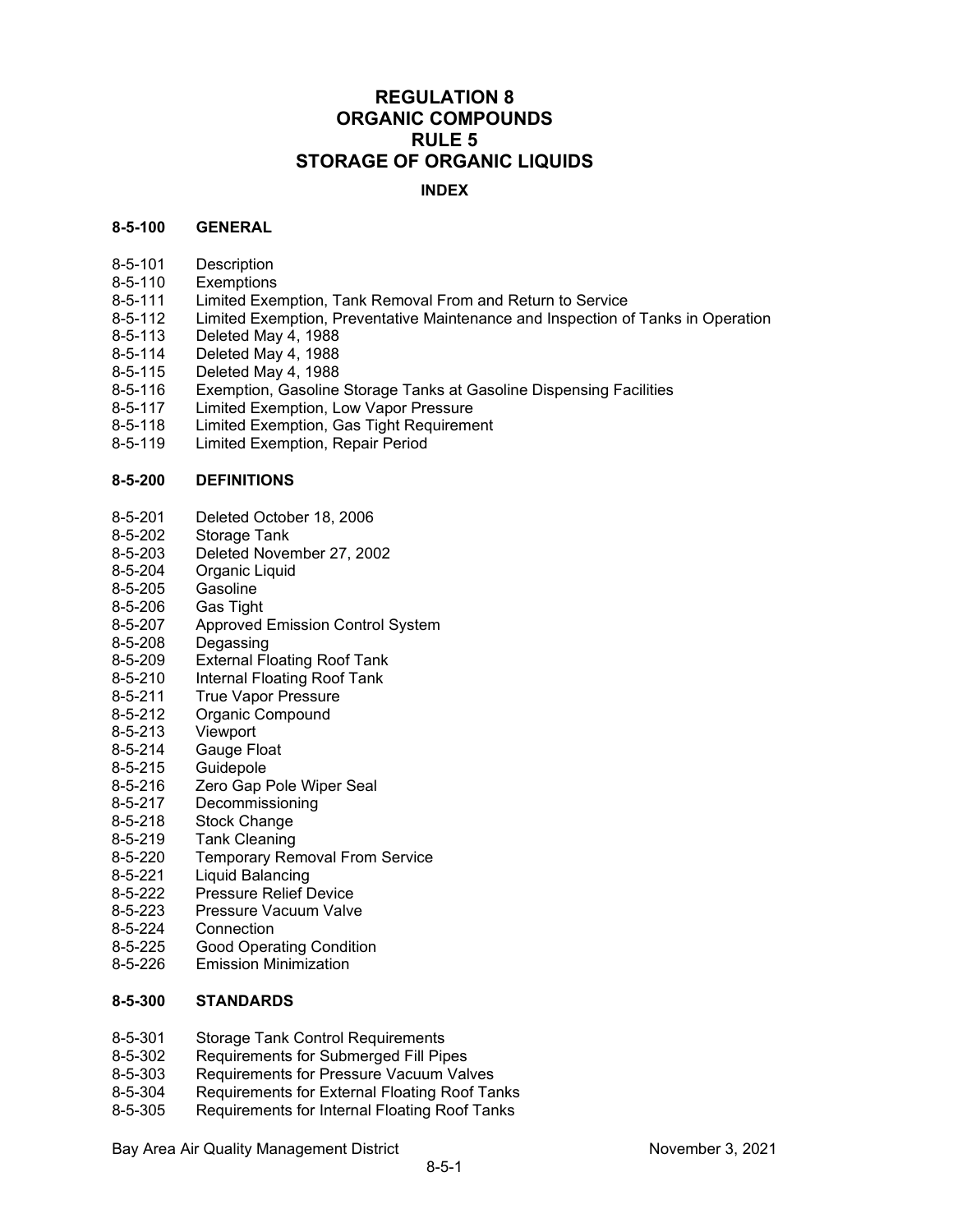# REGULATION 8
# ORGANIC COMPOUNDS
# RULE 5
# STORAGE OF ORGANIC LIQUIDS

**INDEX**

**8-5-100 GENERAL**

8-5-101 Description
8-5-110 Exemptions
8-5-111 Limited Exemption, Tank Removal From and Return to Service
8-5-112 Limited Exemption, Preventative Maintenance and Inspection of Tanks in Operation
8-5-113 Deleted May 4, 1988
8-5-114 Deleted May 4, 1988
8-5-115 Deleted May 4, 1988
8-5-116 Exemption, Gasoline Storage Tanks at Gasoline Dispensing Facilities
8-5-117 Limited Exemption, Low Vapor Pressure
8-5-118 Limited Exemption, Gas Tight Requirement
8-5-119 Limited Exemption, Repair Period

**8-5-200 DEFINITIONS**

8-5-201 Deleted October 18, 2006
8-5-202 Storage Tank
8-5-203 Deleted November 27, 2002
8-5-204 Organic Liquid
8-5-205 Gasoline
8-5-206 Gas Tight
8-5-207 Approved Emission Control System
8-5-208 Degassing
8-5-209 External Floating Roof Tank
8-5-210 Internal Floating Roof Tank
8-5-211 True Vapor Pressure
8-5-212 Organic Compound
8-5-213 Viewport
8-5-214 Gauge Float
8-5-215 Guidepole
8-5-216 Zero Gap Pole Wiper Seal
8-5-217 Decommissioning
8-5-218 Stock Change
8-5-219 Tank Cleaning
8-5-220 Temporary Removal From Service
8-5-221 Liquid Balancing
8-5-222 Pressure Relief Device
8-5-223 Pressure Vacuum Valve
8-5-224 Connection
8-5-225 Good Operating Condition
8-5-226 Emission Minimization

**8-5-300 STANDARDS**

8-5-301 Storage Tank Control Requirements
8-5-302 Requirements for Submerged Fill Pipes
8-5-303 Requirements for Pressure Vacuum Valves
8-5-304 Requirements for External Floating Roof Tanks
8-5-305 Requirements for Internal Floating Roof Tanks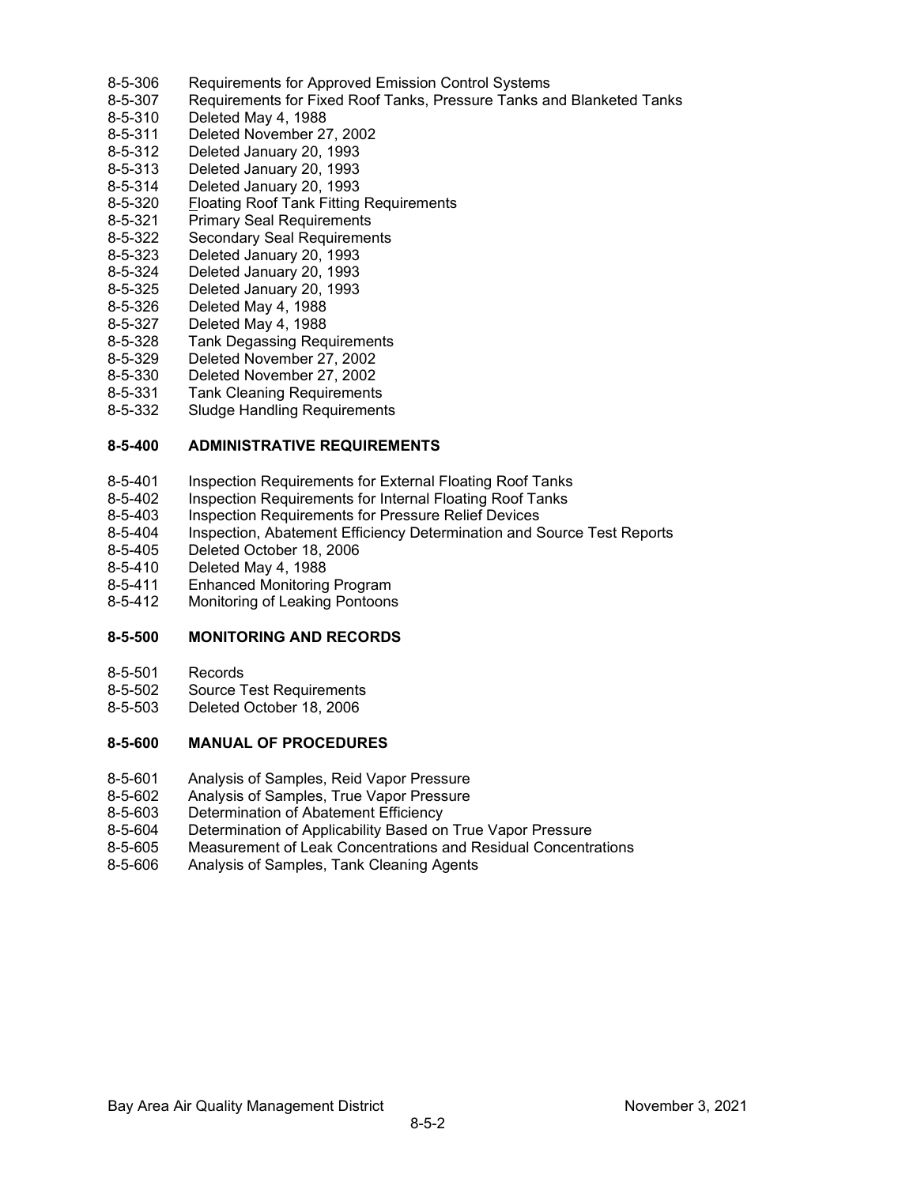8-5-306 Requirements for Approved Emission Control Systems
8-5-307 Requirements for Fixed Roof Tanks, Pressure Tanks and Blanketed Tanks
8-5-310 Deleted May 4, 1988
8-5-311 Deleted November 27, 2002
8-5-312 Deleted January 20, 1993
8-5-313 Deleted January 20, 1993
8-5-314 Deleted January 20, 1993
8-5-320 Floating Roof Tank Fitting Requirements
8-5-321 Primary Seal Requirements
8-5-322 Secondary Seal Requirements
8-5-323 Deleted January 20, 1993
8-5-324 Deleted January 20, 1993
8-5-325 Deleted January 20, 1993
8-5-326 Deleted May 4, 1988
8-5-327 Deleted May 4, 1988
8-5-328 Tank Degassing Requirements
8-5-329 Deleted November 27, 2002
8-5-330 Deleted November 27, 2002
8-5-331 Tank Cleaning Requirements
8-5-332 Sludge Handling Requirements

**8-5-400 ADMINISTRATIVE REQUIREMENTS**

8-5-401 Inspection Requirements for External Floating Roof Tanks
8-5-402 Inspection Requirements for Internal Floating Roof Tanks
8-5-403 Inspection Requirements for Pressure Relief Devices
8-5-404 Inspection, Abatement Efficiency Determination and Source Test Reports
8-5-405 Deleted October 18, 2006
8-5-410 Deleted May 4, 1988
8-5-411 Enhanced Monitoring Program
8-5-412 Monitoring of Leaking Pontoons

**8-5-500 MONITORING AND RECORDS**

8-5-501 Records
8-5-502 Source Test Requirements
8-5-503 Deleted October 18, 2006

**8-5-600 MANUAL OF PROCEDURES**

8-5-601 Analysis of Samples, Reid Vapor Pressure
8-5-602 Analysis of Samples, True Vapor Pressure
8-5-603 Determination of Abatement Efficiency
8-5-604 Determination of Applicability Based on True Vapor Pressure
8-5-605 Measurement of Leak Concentrations and Residual Concentrations
8-5-606 Analysis of Samples, Tank Cleaning Agents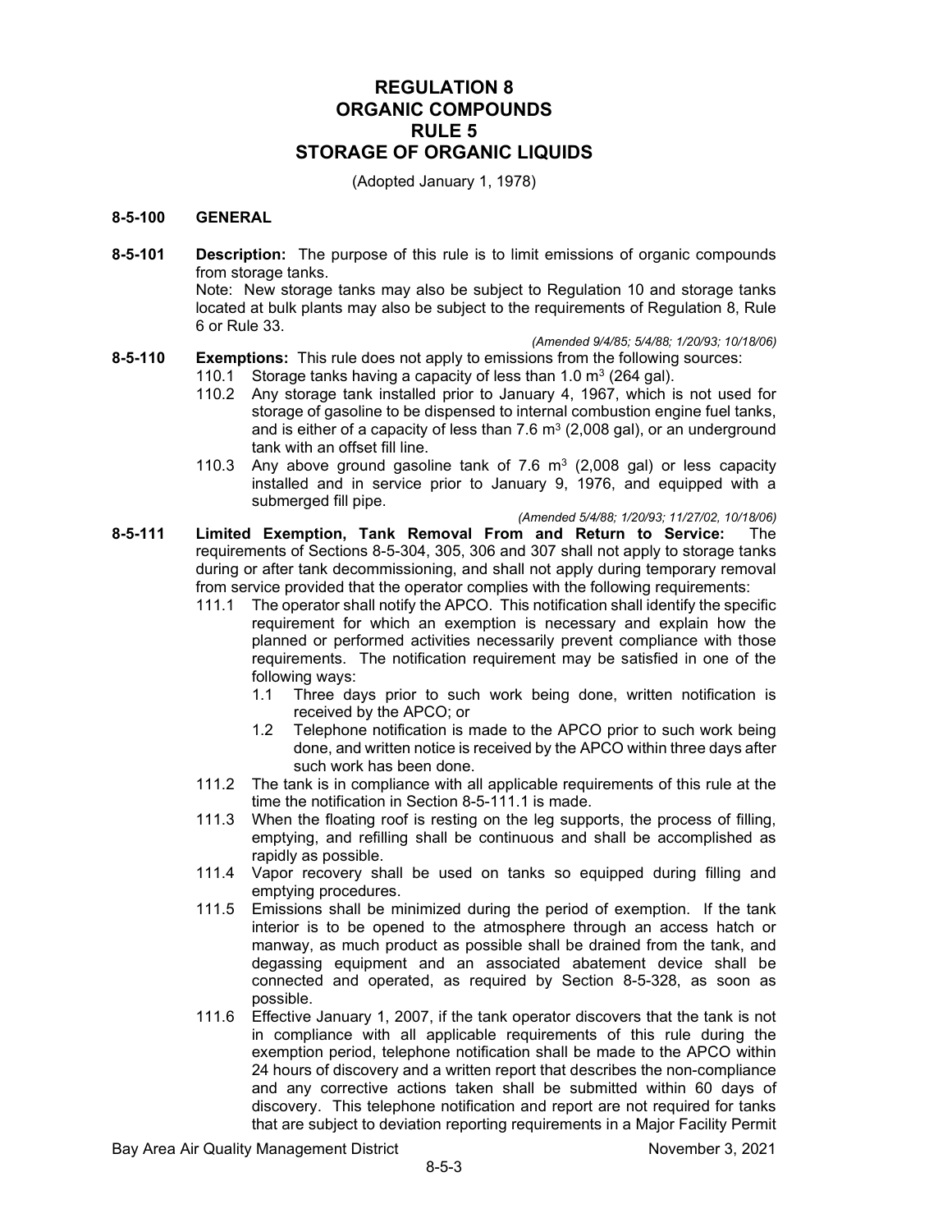# REGULATION 8
# ORGANIC COMPOUNDS
# RULE 5
# STORAGE OF ORGANIC LIQUIDS

(Adopted January 1, 1978)

## 8-5-100 GENERAL

**8-5-101 Description:** The purpose of this rule is to limit emissions of organic compounds from storage tanks.

Note: New storage tanks may also be subject to Regulation 10 and storage tanks located at bulk plants may also be subject to the requirements of Regulation 8, Rule 6 or Rule 33.

*(Amended 9/4/85; 5/4/88; 1/20/93; 10/18/06)*

**8-5-110 Exemptions:** This rule does not apply to emissions from the following sources:

110.1 Storage tanks having a capacity of less than 1.0 $m^3$ (264 gal).

110.2 Any storage tank installed prior to January 4, 1967, which is not used for storage of gasoline to be dispensed to internal combustion engine fuel tanks, and is either of a capacity of less than 7.6 $m^3$ (2,008 gal), or an underground tank with an offset fill line.

110.3 Any above ground gasoline tank of 7.6 $m^3$ (2,008 gal) or less capacity installed and in service prior to January 9, 1976, and equipped with a submerged fill pipe.

*(Amended 5/4/88; 1/20/93; 11/27/02, 10/18/06)*

**8-5-111 Limited Exemption, Tank Removal From and Return to Service:** The requirements of Sections 8-5-304, 305, 306 and 307 shall not apply to storage tanks during or after tank decommissioning, and shall not apply during temporary removal from service provided that the operator complies with the following requirements:

111.1 The operator shall notify the APCO. This notification shall identify the specific requirement for which an exemption is necessary and explain how the planned or performed activities necessarily prevent compliance with those requirements. The notification requirement may be satisfied in one of the following ways:

1.1 Three days prior to such work being done, written notification is received by the APCO; or

1.2 Telephone notification is made to the APCO prior to such work being done, and written notice is received by the APCO within three days after such work has been done.

111.2 The tank is in compliance with all applicable requirements of this rule at the time the notification in Section 8-5-111.1 is made.

111.3 When the floating roof is resting on the leg supports, the process of filling, emptying, and refilling shall be continuous and shall be accomplished as rapidly as possible.

111.4 Vapor recovery shall be used on tanks so equipped during filling and emptying procedures.

111.5 Emissions shall be minimized during the period of exemption. If the tank interior is to be opened to the atmosphere through an access hatch or manway, as much product as possible shall be drained from the tank, and degassing equipment and an associated abatement device shall be connected and operated, as required by Section 8-5-328, as soon as possible.

111.6 Effective January 1, 2007, if the tank operator discovers that the tank is not in compliance with all applicable requirements of this rule during the exemption period, telephone notification shall be made to the APCO within 24 hours of discovery and a written report that describes the non-compliance and any corrective actions taken shall be submitted within 60 days of discovery. This telephone notification and report are not required for tanks that are subject to deviation reporting requirements in a Major Facility Permit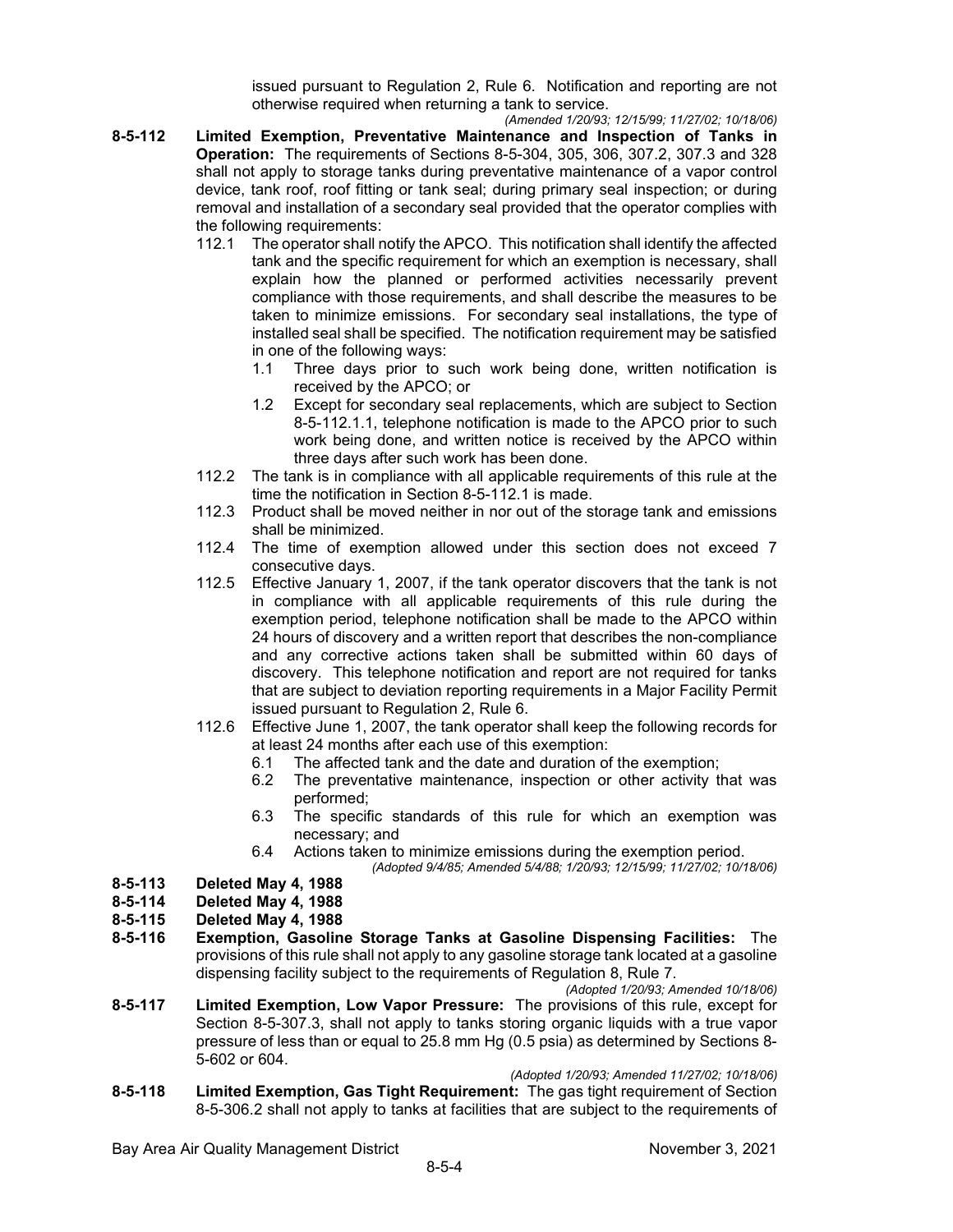issued pursuant to Regulation 2, Rule 6. Notification and reporting are not otherwise required when returning a tank to service.

*(Amended 1/20/93; 12/15/99; 11/27/02; 10/18/06)*

**8-5-112 Limited Exemption, Preventative Maintenance and Inspection of Tanks in Operation:** The requirements of Sections 8-5-304, 305, 306, 307.2, 307.3 and 328 shall not apply to storage tanks during preventative maintenance of a vapor control device, tank roof, roof fitting or tank seal; during primary seal inspection; or during removal and installation of a secondary seal provided that the operator complies with the following requirements:

- 112.1 The operator shall notify the APCO. This notification shall identify the affected tank and the specific requirement for which an exemption is necessary, shall explain how the planned or performed activities necessarily prevent compliance with those requirements, and shall describe the measures to be taken to minimize emissions. For secondary seal installations, the type of installed seal shall be specified. The notification requirement may be satisfied in one of the following ways:
  - 1.1 Three days prior to such work being done, written notification is received by the APCO; or
  - 1.2 Except for secondary seal replacements, which are subject to Section 8-5-112.1.1, telephone notification is made to the APCO prior to such work being done, and written notice is received by the APCO within three days after such work has been done.
- 112.2 The tank is in compliance with all applicable requirements of this rule at the time the notification in Section 8-5-112.1 is made.
- 112.3 Product shall be moved neither in nor out of the storage tank and emissions shall be minimized.
- 112.4 The time of exemption allowed under this section does not exceed 7 consecutive days.
- 112.5 Effective January 1, 2007, if the tank operator discovers that the tank is not in compliance with all applicable requirements of this rule during the exemption period, telephone notification shall be made to the APCO within 24 hours of discovery and a written report that describes the non-compliance and any corrective actions taken shall be submitted within 60 days of discovery. This telephone notification and report are not required for tanks that are subject to deviation reporting requirements in a Major Facility Permit issued pursuant to Regulation 2, Rule 6.
- 112.6 Effective June 1, 2007, the tank operator shall keep the following records for at least 24 months after each use of this exemption:
  - 6.1 The affected tank and the date and duration of the exemption;
  - 6.2 The preventative maintenance, inspection or other activity that was performed;
  - 6.3 The specific standards of this rule for which an exemption was necessary; and
  - 6.4 Actions taken to minimize emissions during the exemption period.

*(Adopted 9/4/85; Amended 5/4/88; 1/20/93; 12/15/99; 11/27/02; 10/18/06)*

**8-5-113 Deleted May 4, 1988**

**8-5-114 Deleted May 4, 1988**

**8-5-115 Deleted May 4, 1988**

**8-5-116 Exemption, Gasoline Storage Tanks at Gasoline Dispensing Facilities:** The provisions of this rule shall not apply to any gasoline storage tank located at a gasoline dispensing facility subject to the requirements of Regulation 8, Rule 7.

*(Adopted 1/20/93; Amended 10/18/06)*

**8-5-117 Limited Exemption, Low Vapor Pressure:** The provisions of this rule, except for Section 8-5-307.3, shall not apply to tanks storing organic liquids with a true vapor pressure of less than or equal to 25.8 mm Hg (0.5 psia) as determined by Sections 8-5-602 or 604.

*(Adopted 1/20/93; Amended 11/27/02; 10/18/06)*

**8-5-118 Limited Exemption, Gas Tight Requirement:** The gas tight requirement of Section 8-5-306.2 shall not apply to tanks at facilities that are subject to the requirements of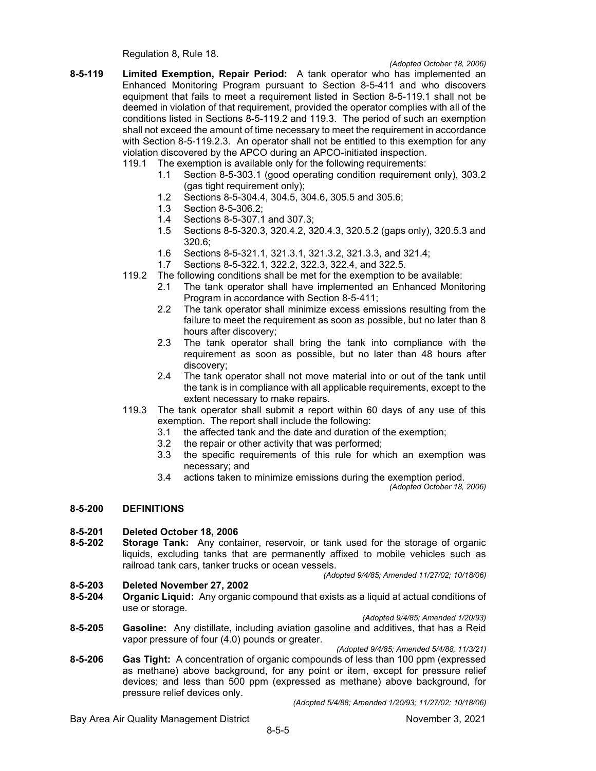Regulation 8, Rule 18.

*(Adopted October 18, 2006)*

**8-5-119 Limited Exemption, Repair Period:** A tank operator who has implemented an Enhanced Monitoring Program pursuant to Section 8-5-411 and who discovers equipment that fails to meet a requirement listed in Section 8-5-119.1 shall not be deemed in violation of that requirement, provided the operator complies with all of the conditions listed in Sections 8-5-119.2 and 119.3. The period of such an exemption shall not exceed the amount of time necessary to meet the requirement in accordance with Section 8-5-119.2.3. An operator shall not be entitled to this exemption for any violation discovered by the APCO during an APCO-initiated inspection.

119.1 The exemption is available only for the following requirements:

- 1.1 Section 8-5-303.1 (good operating condition requirement only), 303.2 (gas tight requirement only);
- 1.2 Sections 8-5-304.4, 304.5, 304.6, 305.5 and 305.6;
- 1.3 Section 8-5-306.2;
- 1.4 Sections 8-5-307.1 and 307.3;
- 1.5 Sections 8-5-320.3, 320.4.2, 320.4.3, 320.5.2 (gaps only), 320.5.3 and 320.6;
- 1.6 Sections 8-5-321.1, 321.3.1, 321.3.2, 321.3.3, and 321.4;
- 1.7 Sections 8-5-322.1, 322.2, 322.3, 322.4, and 322.5.

119.2 The following conditions shall be met for the exemption to be available:

- 2.1 The tank operator shall have implemented an Enhanced Monitoring Program in accordance with Section 8-5-411;
- 2.2 The tank operator shall minimize excess emissions resulting from the failure to meet the requirement as soon as possible, but no later than 8 hours after discovery;
- 2.3 The tank operator shall bring the tank into compliance with the requirement as soon as possible, but no later than 48 hours after discovery;
- 2.4 The tank operator shall not move material into or out of the tank until the tank is in compliance with all applicable requirements, except to the extent necessary to make repairs.

119.3 The tank operator shall submit a report within 60 days of any use of this exemption. The report shall include the following:

- 3.1 the affected tank and the date and duration of the exemption;
- 3.2 the repair or other activity that was performed;
- 3.3 the specific requirements of this rule for which an exemption was necessary; and
- 3.4 actions taken to minimize emissions during the exemption period.

*(Adopted October 18, 2006)*

## 8-5-200 DEFINITIONS

**8-5-201 Deleted October 18, 2006**

**8-5-202 Storage Tank:** Any container, reservoir, or tank used for the storage of organic liquids, excluding tanks that are permanently affixed to mobile vehicles such as railroad tank cars, tanker trucks or ocean vessels.

*(Adopted 9/4/85; Amended 11/27/02; 10/18/06)*

**8-5-203 Deleted November 27, 2002**

**8-5-204 Organic Liquid:** Any organic compound that exists as a liquid at actual conditions of use or storage.

*(Adopted 9/4/85; Amended 1/20/93)*

**8-5-205 Gasoline:** Any distillate, including aviation gasoline and additives, that has a Reid vapor pressure of four (4.0) pounds or greater.

*(Adopted 9/4/85; Amended 5/4/88, 11/3/21)*

**8-5-206 Gas Tight:** A concentration of organic compounds of less than 100 ppm (expressed as methane) above background, for any point or item, except for pressure relief devices; and less than 500 ppm (expressed as methane) above background, for pressure relief devices only.

*(Adopted 5/4/88; Amended 1/20/93; 11/27/02; 10/18/06)*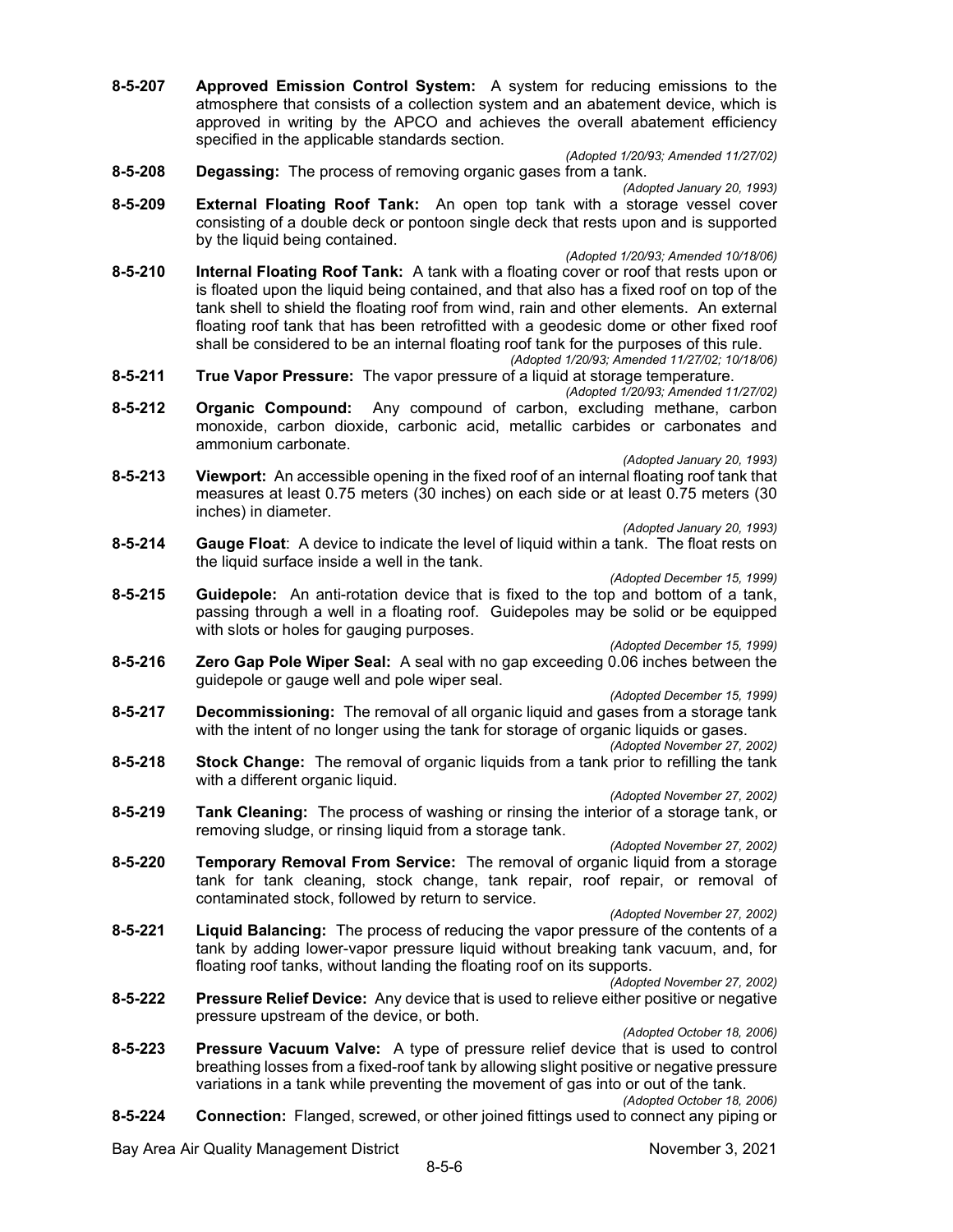**8-5-207 Approved Emission Control System:** A system for reducing emissions to the atmosphere that consists of a collection system and an abatement device, which is approved in writing by the APCO and achieves the overall abatement efficiency specified in the applicable standards section.

*(Adopted 1/20/93; Amended 11/27/02)*

**8-5-208 Degassing:** The process of removing organic gases from a tank.

*(Adopted January 20, 1993)*

**8-5-209 External Floating Roof Tank:** An open top tank with a storage vessel cover consisting of a double deck or pontoon single deck that rests upon and is supported by the liquid being contained.

*(Adopted 1/20/93; Amended 10/18/06)*

**8-5-210 Internal Floating Roof Tank:** A tank with a floating cover or roof that rests upon or is floated upon the liquid being contained, and that also has a fixed roof on top of the tank shell to shield the floating roof from wind, rain and other elements. An external floating roof tank that has been retrofitted with a geodesic dome or other fixed roof shall be considered to be an internal floating roof tank for the purposes of this rule.

*(Adopted 1/20/93; Amended 11/27/02; 10/18/06)*

**8-5-211 True Vapor Pressure:** The vapor pressure of a liquid at storage temperature.

*(Adopted 1/20/93; Amended 11/27/02)*

**8-5-212 Organic Compound:** Any compound of carbon, excluding methane, carbon monoxide, carbon dioxide, carbonic acid, metallic carbides or carbonates and ammonium carbonate.

*(Adopted January 20, 1993)*

**8-5-213 Viewport:** An accessible opening in the fixed roof of an internal floating roof tank that measures at least 0.75 meters (30 inches) on each side or at least 0.75 meters (30 inches) in diameter.

*(Adopted January 20, 1993)*

**8-5-214 Gauge Float**: A device to indicate the level of liquid within a tank. The float rests on the liquid surface inside a well in the tank.

*(Adopted December 15, 1999)*

**8-5-215 Guidepole:** An anti-rotation device that is fixed to the top and bottom of a tank, passing through a well in a floating roof. Guidepoles may be solid or be equipped with slots or holes for gauging purposes.

*(Adopted December 15, 1999)*

**8-5-216 Zero Gap Pole Wiper Seal:** A seal with no gap exceeding 0.06 inches between the guidepole or gauge well and pole wiper seal.

*(Adopted December 15, 1999)*

**8-5-217 Decommissioning:** The removal of all organic liquid and gases from a storage tank with the intent of no longer using the tank for storage of organic liquids or gases.

*(Adopted November 27, 2002)*

**8-5-218 Stock Change:** The removal of organic liquids from a tank prior to refilling the tank with a different organic liquid.

*(Adopted November 27, 2002)*

**8-5-219 Tank Cleaning:** The process of washing or rinsing the interior of a storage tank, or removing sludge, or rinsing liquid from a storage tank.

*(Adopted November 27, 2002)*

**8-5-220 Temporary Removal From Service:** The removal of organic liquid from a storage tank for tank cleaning, stock change, tank repair, roof repair, or removal of contaminated stock, followed by return to service.

*(Adopted November 27, 2002)*

**8-5-221 Liquid Balancing:** The process of reducing the vapor pressure of the contents of a tank by adding lower-vapor pressure liquid without breaking tank vacuum, and, for floating roof tanks, without landing the floating roof on its supports.

*(Adopted November 27, 2002)*

**8-5-222 Pressure Relief Device:** Any device that is used to relieve either positive or negative pressure upstream of the device, or both.

*(Adopted October 18, 2006)*

**8-5-223 Pressure Vacuum Valve:** A type of pressure relief device that is used to control breathing losses from a fixed-roof tank by allowing slight positive or negative pressure variations in a tank while preventing the movement of gas into or out of the tank.

*(Adopted October 18, 2006)*

**8-5-224 Connection:** Flanged, screwed, or other joined fittings used to connect any piping or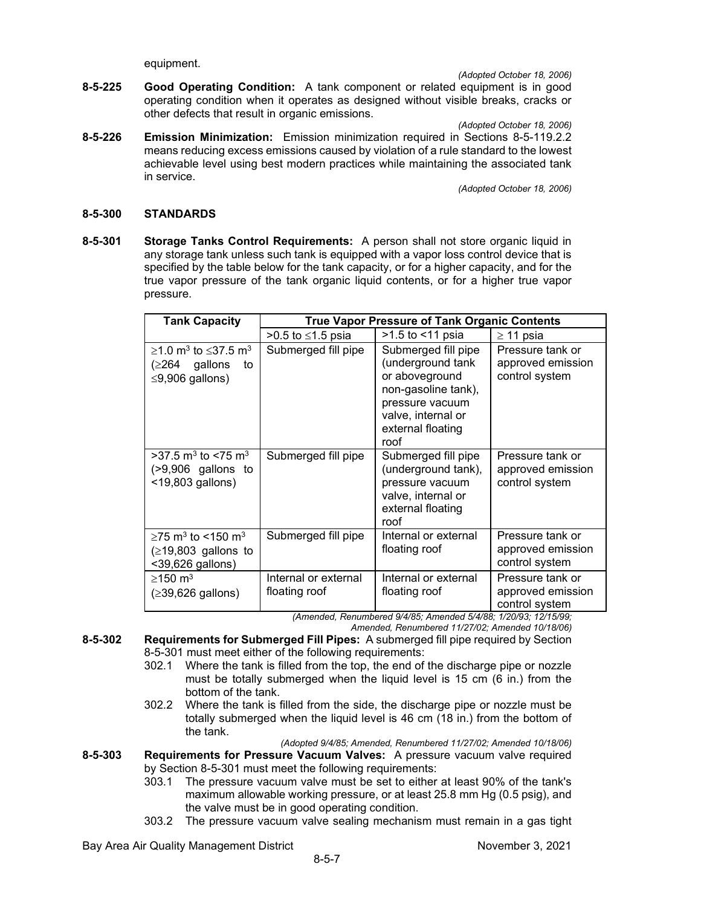equipment.

*(Adopted October 18, 2006)*

**8-5-225 Good Operating Condition:** A tank component or related equipment is in good operating condition when it operates as designed without visible breaks, cracks or other defects that result in organic emissions.

*(Adopted October 18, 2006)*

**8-5-226 Emission Minimization:** Emission minimization required in Sections 8-5-119.2.2 means reducing excess emissions caused by violation of a rule standard to the lowest achievable level using best modern practices while maintaining the associated tank in service.

*(Adopted October 18, 2006)*

## 8-5-300 STANDARDS

**8-5-301 Storage Tanks Control Requirements:** A person shall not store organic liquid in any storage tank unless such tank is equipped with a vapor loss control device that is specified by the table below for the tank capacity, or for a higher capacity, and for the true vapor pressure of the tank organic liquid contents, or for a higher true vapor pressure.

| Tank Capacity | True Vapor Pressure of Tank Organic Contents | | |
|---|---|---|---|
| | >0.5 to ≤1.5 psia | >1.5 to <11 psia | ≥ 11 psia |
| ≥1.0 $m^3$ to ≤37.5 $m^3$ (≥264 gallons to ≤9,906 gallons) | Submerged fill pipe | Submerged fill pipe (underground tank or aboveground non-gasoline tank), pressure vacuum valve, internal or external floating roof | Pressure tank or approved emission control system |
| >37.5 $m^3$ to <75 $m^3$ (>9,906 gallons to <19,803 gallons) | Submerged fill pipe | Submerged fill pipe (underground tank), pressure vacuum valve, internal or external floating roof | Pressure tank or approved emission control system |
| ≥75 $m^3$ to <150 $m^3$ (≥19,803 gallons to <39,626 gallons) | Submerged fill pipe | Internal or external floating roof | Pressure tank or approved emission control system |
| ≥150 $m^3$ (≥39,626 gallons) | Internal or external floating roof | Internal or external floating roof | Pressure tank or approved emission control system |

*(Amended, Renumbered 9/4/85; Amended 5/4/88; 1/20/93; 12/15/99; Amended, Renumbered 11/27/02; Amended 10/18/06)*

**8-5-302 Requirements for Submerged Fill Pipes:** A submerged fill pipe required by Section 8-5-301 must meet either of the following requirements:

302.1 Where the tank is filled from the top, the end of the discharge pipe or nozzle must be totally submerged when the liquid level is 15 cm (6 in.) from the bottom of the tank.

302.2 Where the tank is filled from the side, the discharge pipe or nozzle must be totally submerged when the liquid level is 46 cm (18 in.) from the bottom of the tank.

*(Adopted 9/4/85; Amended, Renumbered 11/27/02; Amended 10/18/06)*

**8-5-303 Requirements for Pressure Vacuum Valves:** A pressure vacuum valve required by Section 8-5-301 must meet the following requirements:

303.1 The pressure vacuum valve must be set to either at least 90% of the tank's maximum allowable working pressure, or at least 25.8 mm Hg (0.5 psig), and the valve must be in good operating condition.

303.2 The pressure vacuum valve sealing mechanism must remain in a gas tight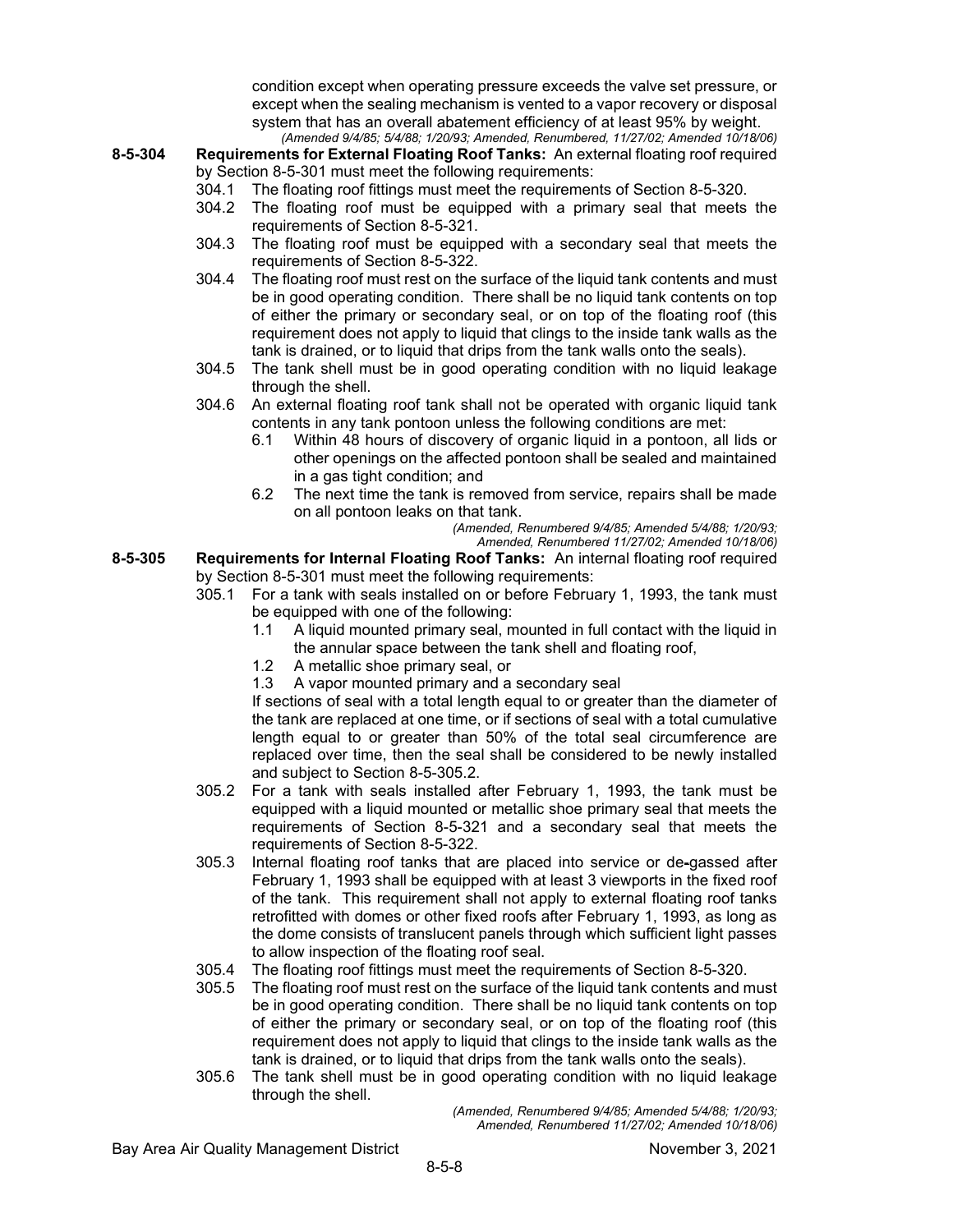condition except when operating pressure exceeds the valve set pressure, or except when the sealing mechanism is vented to a vapor recovery or disposal system that has an overall abatement efficiency of at least 95% by weight.

*(Amended 9/4/85; 5/4/88; 1/20/93; Amended, Renumbered, 11/27/02; Amended 10/18/06)*

**8-5-304 Requirements for External Floating Roof Tanks:** An external floating roof required by Section 8-5-301 must meet the following requirements:

304.1 The floating roof fittings must meet the requirements of Section 8-5-320.

304.2 The floating roof must be equipped with a primary seal that meets the requirements of Section 8-5-321.

304.3 The floating roof must be equipped with a secondary seal that meets the requirements of Section 8-5-322.

304.4 The floating roof must rest on the surface of the liquid tank contents and must be in good operating condition. There shall be no liquid tank contents on top of either the primary or secondary seal, or on top of the floating roof (this requirement does not apply to liquid that clings to the inside tank walls as the tank is drained, or to liquid that drips from the tank walls onto the seals).

304.5 The tank shell must be in good operating condition with no liquid leakage through the shell.

304.6 An external floating roof tank shall not be operated with organic liquid tank contents in any tank pontoon unless the following conditions are met:

6.1 Within 48 hours of discovery of organic liquid in a pontoon, all lids or other openings on the affected pontoon shall be sealed and maintained in a gas tight condition; and

6.2 The next time the tank is removed from service, repairs shall be made on all pontoon leaks on that tank.

*(Amended, Renumbered 9/4/85; Amended 5/4/88; 1/20/93; Amended, Renumbered 11/27/02; Amended 10/18/06)*

**8-5-305 Requirements for Internal Floating Roof Tanks:** An internal floating roof required by Section 8-5-301 must meet the following requirements:

305.1 For a tank with seals installed on or before February 1, 1993, the tank must be equipped with one of the following:

1.1 A liquid mounted primary seal, mounted in full contact with the liquid in the annular space between the tank shell and floating roof,

1.2 A metallic shoe primary seal, or

1.3 A vapor mounted primary and a secondary seal

If sections of seal with a total length equal to or greater than the diameter of the tank are replaced at one time, or if sections of seal with a total cumulative length equal to or greater than 50% of the total seal circumference are replaced over time, then the seal shall be considered to be newly installed and subject to Section 8-5-305.2.

305.2 For a tank with seals installed after February 1, 1993, the tank must be equipped with a liquid mounted or metallic shoe primary seal that meets the requirements of Section 8-5-321 and a secondary seal that meets the requirements of Section 8-5-322.

305.3 Internal floating roof tanks that are placed into service or de-gassed after February 1, 1993 shall be equipped with at least 3 viewports in the fixed roof of the tank. This requirement shall not apply to external floating roof tanks retrofitted with domes or other fixed roofs after February 1, 1993, as long as the dome consists of translucent panels through which sufficient light passes to allow inspection of the floating roof seal.

305.4 The floating roof fittings must meet the requirements of Section 8-5-320.

305.5 The floating roof must rest on the surface of the liquid tank contents and must be in good operating condition. There shall be no liquid tank contents on top of either the primary or secondary seal, or on top of the floating roof (this requirement does not apply to liquid that clings to the inside tank walls as the tank is drained, or to liquid that drips from the tank walls onto the seals).

305.6 The tank shell must be in good operating condition with no liquid leakage through the shell.

*(Amended, Renumbered 9/4/85; Amended 5/4/88; 1/20/93; Amended, Renumbered 11/27/02; Amended 10/18/06)*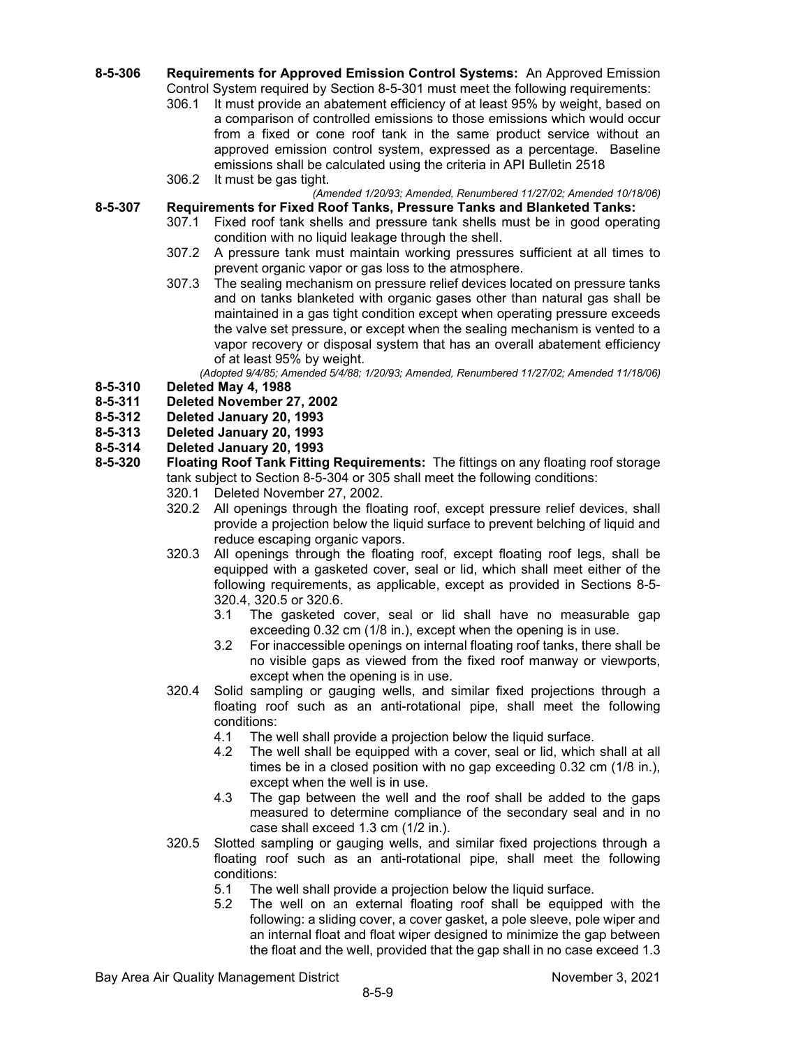**8-5-306 Requirements for Approved Emission Control Systems:** An Approved Emission Control System required by Section 8-5-301 must meet the following requirements:

306.1 It must provide an abatement efficiency of at least 95% by weight, based on a comparison of controlled emissions to those emissions which would occur from a fixed or cone roof tank in the same product service without an approved emission control system, expressed as a percentage. Baseline emissions shall be calculated using the criteria in API Bulletin 2518

306.2 It must be gas tight.

*(Amended 1/20/93; Amended, Renumbered 11/27/02; Amended 10/18/06)*

**8-5-307 Requirements for Fixed Roof Tanks, Pressure Tanks and Blanketed Tanks:**

307.1 Fixed roof tank shells and pressure tank shells must be in good operating condition with no liquid leakage through the shell.

307.2 A pressure tank must maintain working pressures sufficient at all times to prevent organic vapor or gas loss to the atmosphere.

307.3 The sealing mechanism on pressure relief devices located on pressure tanks and on tanks blanketed with organic gases other than natural gas shall be maintained in a gas tight condition except when operating pressure exceeds the valve set pressure, or except when the sealing mechanism is vented to a vapor recovery or disposal system that has an overall abatement efficiency of at least 95% by weight.

*(Adopted 9/4/85; Amended 5/4/88; 1/20/93; Amended, Renumbered 11/27/02; Amended 11/18/06)*

**8-5-310 Deleted May 4, 1988**

**8-5-311 Deleted November 27, 2002**

**8-5-312 Deleted January 20, 1993**

**8-5-313 Deleted January 20, 1993**

**8-5-314 Deleted January 20, 1993**

**8-5-320 Floating Roof Tank Fitting Requirements:** The fittings on any floating roof storage tank subject to Section 8-5-304 or 305 shall meet the following conditions:

320.1 Deleted November 27, 2002.

320.2 All openings through the floating roof, except pressure relief devices, shall provide a projection below the liquid surface to prevent belching of liquid and reduce escaping organic vapors.

320.3 All openings through the floating roof, except floating roof legs, shall be equipped with a gasketed cover, seal or lid, which shall meet either of the following requirements, as applicable, except as provided in Sections 8-5-320.4, 320.5 or 320.6.

- 3.1 The gasketed cover, seal or lid shall have no measurable gap exceeding 0.32 cm (1/8 in.), except when the opening is in use.
- 3.2 For inaccessible openings on internal floating roof tanks, there shall be no visible gaps as viewed from the fixed roof manway or viewports, except when the opening is in use.

320.4 Solid sampling or gauging wells, and similar fixed projections through a floating roof such as an anti-rotational pipe, shall meet the following conditions:

- 4.1 The well shall provide a projection below the liquid surface.
- 4.2 The well shall be equipped with a cover, seal or lid, which shall at all times be in a closed position with no gap exceeding 0.32 cm (1/8 in.), except when the well is in use.
- 4.3 The gap between the well and the roof shall be added to the gaps measured to determine compliance of the secondary seal and in no case shall exceed 1.3 cm (1/2 in.).

320.5 Slotted sampling or gauging wells, and similar fixed projections through a floating roof such as an anti-rotational pipe, shall meet the following conditions:

- 5.1 The well shall provide a projection below the liquid surface.
- 5.2 The well on an external floating roof shall be equipped with the following: a sliding cover, a cover gasket, a pole sleeve, pole wiper and an internal float and float wiper designed to minimize the gap between the float and the well, provided that the gap shall in no case exceed 1.3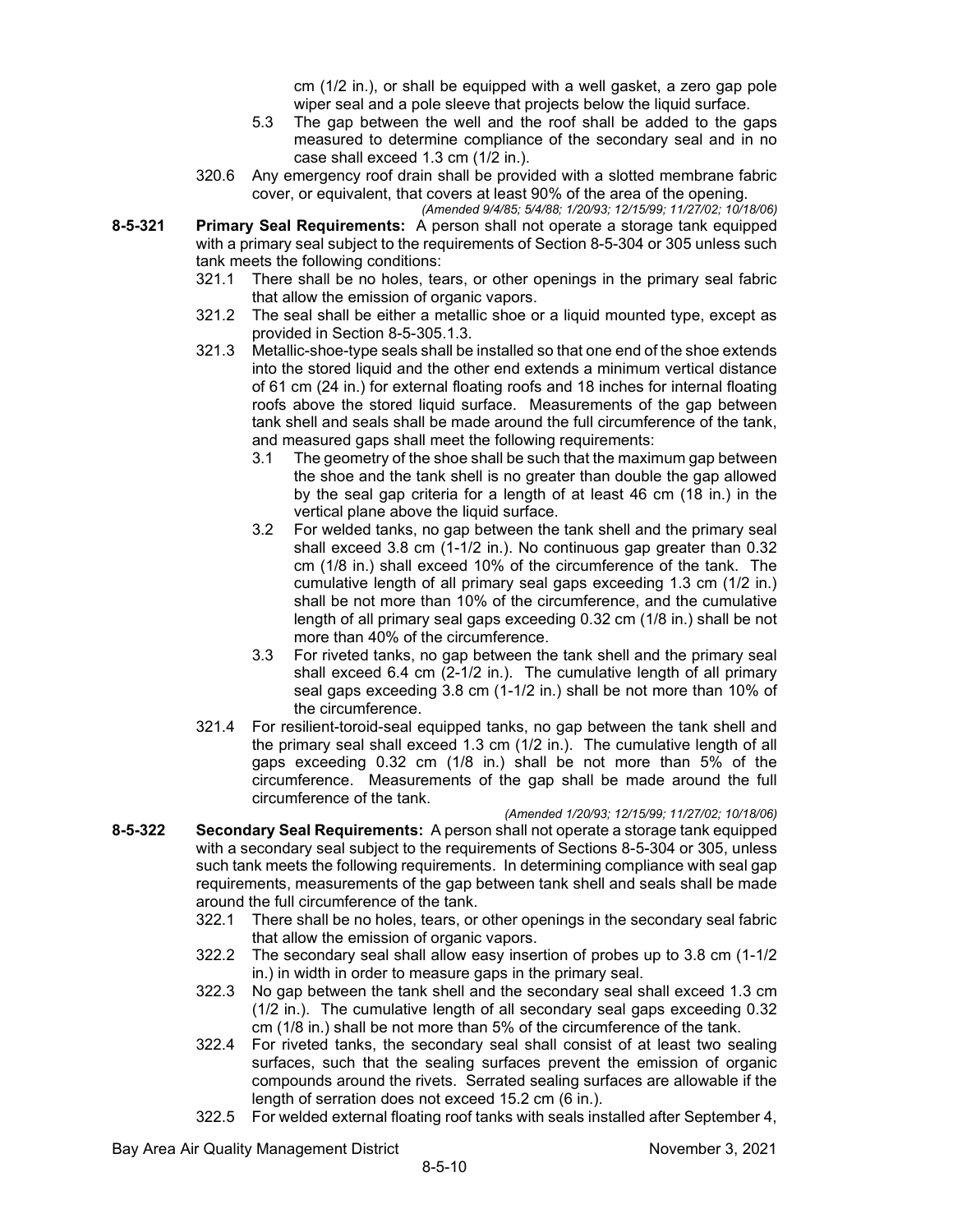cm (1/2 in.), or shall be equipped with a well gasket, a zero gap pole wiper seal and a pole sleeve that projects below the liquid surface.

5.3 The gap between the well and the roof shall be added to the gaps measured to determine compliance of the secondary seal and in no case shall exceed 1.3 cm (1/2 in.).

320.6 Any emergency roof drain shall be provided with a slotted membrane fabric cover, or equivalent, that covers at least 90% of the area of the opening.

*(Amended 9/4/85; 5/4/88; 1/20/93; 12/15/99; 11/27/02; 10/18/06)*

**8-5-321 Primary Seal Requirements:** A person shall not operate a storage tank equipped with a primary seal subject to the requirements of Section 8-5-304 or 305 unless such tank meets the following conditions:

321.1 There shall be no holes, tears, or other openings in the primary seal fabric that allow the emission of organic vapors.

321.2 The seal shall be either a metallic shoe or a liquid mounted type, except as provided in Section 8-5-305.1.3.

321.3 Metallic-shoe-type seals shall be installed so that one end of the shoe extends into the stored liquid and the other end extends a minimum vertical distance of 61 cm (24 in.) for external floating roofs and 18 inches for internal floating roofs above the stored liquid surface. Measurements of the gap between tank shell and seals shall be made around the full circumference of the tank, and measured gaps shall meet the following requirements:

3.1 The geometry of the shoe shall be such that the maximum gap between the shoe and the tank shell is no greater than double the gap allowed by the seal gap criteria for a length of at least 46 cm (18 in.) in the vertical plane above the liquid surface.

3.2 For welded tanks, no gap between the tank shell and the primary seal shall exceed 3.8 cm (1-1/2 in.). No continuous gap greater than 0.32 cm (1/8 in.) shall exceed 10% of the circumference of the tank. The cumulative length of all primary seal gaps exceeding 1.3 cm (1/2 in.) shall be not more than 10% of the circumference, and the cumulative length of all primary seal gaps exceeding 0.32 cm (1/8 in.) shall be not more than 40% of the circumference.

3.3 For riveted tanks, no gap between the tank shell and the primary seal shall exceed 6.4 cm (2-1/2 in.). The cumulative length of all primary seal gaps exceeding 3.8 cm (1-1/2 in.) shall be not more than 10% of the circumference.

321.4 For resilient-toroid-seal equipped tanks, no gap between the tank shell and the primary seal shall exceed 1.3 cm (1/2 in.). The cumulative length of all gaps exceeding 0.32 cm (1/8 in.) shall be not more than 5% of the circumference. Measurements of the gap shall be made around the full circumference of the tank.

*(Amended 1/20/93; 12/15/99; 11/27/02; 10/18/06)*

**8-5-322 Secondary Seal Requirements:** A person shall not operate a storage tank equipped with a secondary seal subject to the requirements of Sections 8-5-304 or 305, unless such tank meets the following requirements. In determining compliance with seal gap requirements, measurements of the gap between tank shell and seals shall be made around the full circumference of the tank.

322.1 There shall be no holes, tears, or other openings in the secondary seal fabric that allow the emission of organic vapors.

322.2 The secondary seal shall allow easy insertion of probes up to 3.8 cm (1-1/2 in.) in width in order to measure gaps in the primary seal.

322.3 No gap between the tank shell and the secondary seal shall exceed 1.3 cm (1/2 in.). The cumulative length of all secondary seal gaps exceeding 0.32 cm (1/8 in.) shall be not more than 5% of the circumference of the tank.

322.4 For riveted tanks, the secondary seal shall consist of at least two sealing surfaces, such that the sealing surfaces prevent the emission of organic compounds around the rivets. Serrated sealing surfaces are allowable if the length of serration does not exceed 15.2 cm (6 in.).

322.5 For welded external floating roof tanks with seals installed after September 4,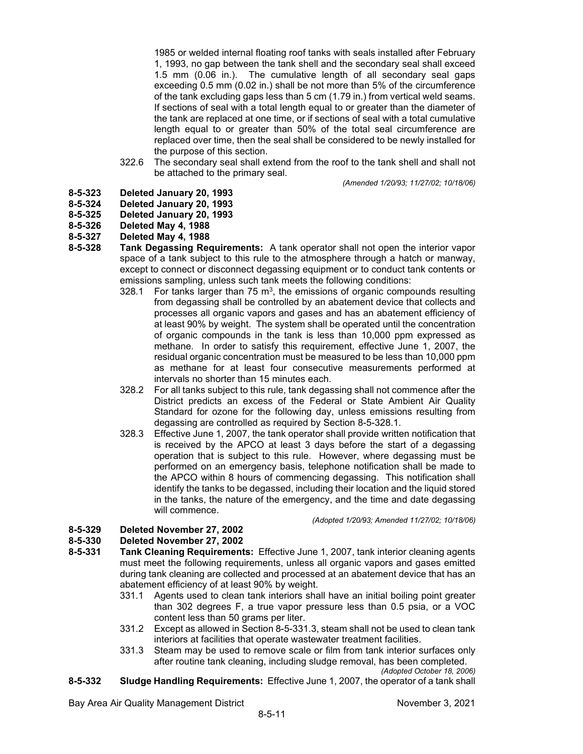1985 or welded internal floating roof tanks with seals installed after February 1, 1993, no gap between the tank shell and the secondary seal shall exceed 1.5 mm (0.06 in.). The cumulative length of all secondary seal gaps exceeding 0.5 mm (0.02 in.) shall be not more than 5% of the circumference of the tank excluding gaps less than 5 cm (1.79 in.) from vertical weld seams. If sections of seal with a total length equal to or greater than the diameter of the tank are replaced at one time, or if sections of seal with a total cumulative length equal to or greater than 50% of the total seal circumference are replaced over time, then the seal shall be considered to be newly installed for the purpose of this section.

322.6 The secondary seal shall extend from the roof to the tank shell and shall not be attached to the primary seal.

*(Amended 1/20/93; 11/27/02; 10/18/06)*

**8-5-323 Deleted January 20, 1993**

**8-5-324 Deleted January 20, 1993**

**8-5-325 Deleted January 20, 1993**

**8-5-326 Deleted May 4, 1988**

**8-5-327 Deleted May 4, 1988**

**8-5-328 Tank Degassing Requirements:** A tank operator shall not open the interior vapor space of a tank subject to this rule to the atmosphere through a hatch or manway, except to connect or disconnect degassing equipment or to conduct tank contents or emissions sampling, unless such tank meets the following conditions:

328.1 For tanks larger than 75 $m^3$, the emissions of organic compounds resulting from degassing shall be controlled by an abatement device that collects and processes all organic vapors and gases and has an abatement efficiency of at least 90% by weight. The system shall be operated until the concentration of organic compounds in the tank is less than 10,000 ppm expressed as methane. In order to satisfy this requirement, effective June 1, 2007, the residual organic concentration must be measured to be less than 10,000 ppm as methane for at least four consecutive measurements performed at intervals no shorter than 15 minutes each.

328.2 For all tanks subject to this rule, tank degassing shall not commence after the District predicts an excess of the Federal or State Ambient Air Quality Standard for ozone for the following day, unless emissions resulting from degassing are controlled as required by Section 8-5-328.1.

328.3 Effective June 1, 2007, the tank operator shall provide written notification that is received by the APCO at least 3 days before the start of a degassing operation that is subject to this rule. However, where degassing must be performed on an emergency basis, telephone notification shall be made to the APCO within 8 hours of commencing degassing. This notification shall identify the tanks to be degassed, including their location and the liquid stored in the tanks, the nature of the emergency, and the time and date degassing will commence.

*(Adopted 1/20/93; Amended 11/27/02; 10/18/06)*

**8-5-329 Deleted November 27, 2002**

**8-5-330 Deleted November 27, 2002**

**8-5-331 Tank Cleaning Requirements:** Effective June 1, 2007, tank interior cleaning agents must meet the following requirements, unless all organic vapors and gases emitted during tank cleaning are collected and processed at an abatement device that has an abatement efficiency of at least 90% by weight.

331.1 Agents used to clean tank interiors shall have an initial boiling point greater than 302 degrees F, a true vapor pressure less than 0.5 psia, or a VOC content less than 50 grams per liter.

331.2 Except as allowed in Section 8-5-331.3, steam shall not be used to clean tank interiors at facilities that operate wastewater treatment facilities.

331.3 Steam may be used to remove scale or film from tank interior surfaces only after routine tank cleaning, including sludge removal, has been completed.

*(Adopted October 18, 2006)*

**8-5-332 Sludge Handling Requirements:** Effective June 1, 2007, the operator of a tank shall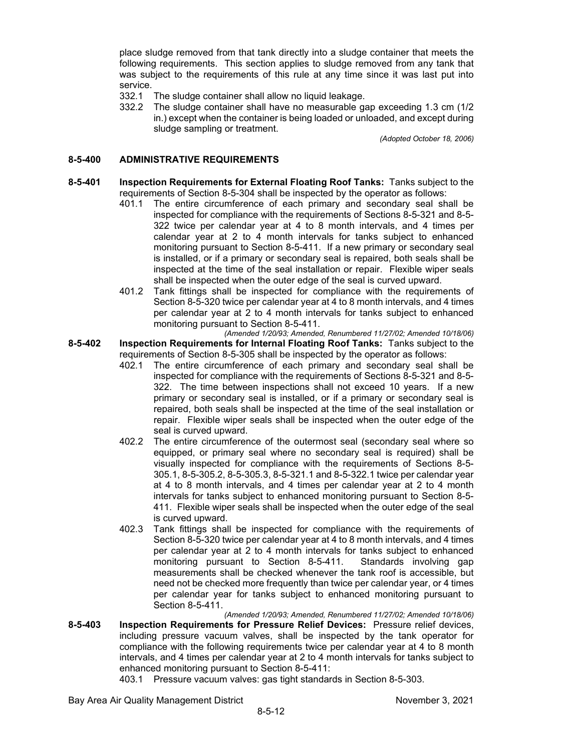place sludge removed from that tank directly into a sludge container that meets the following requirements. This section applies to sludge removed from any tank that was subject to the requirements of this rule at any time since it was last put into service.

332.1 The sludge container shall allow no liquid leakage.

332.2 The sludge container shall have no measurable gap exceeding 1.3 cm (1/2 in.) except when the container is being loaded or unloaded, and except during sludge sampling or treatment.

*(Adopted October 18, 2006)*

## 8-5-400 ADMINISTRATIVE REQUIREMENTS

**8-5-401 Inspection Requirements for External Floating Roof Tanks:** Tanks subject to the requirements of Section 8-5-304 shall be inspected by the operator as follows:

401.1 The entire circumference of each primary and secondary seal shall be inspected for compliance with the requirements of Sections 8-5-321 and 8-5-322 twice per calendar year at 4 to 8 month intervals, and 4 times per calendar year at 2 to 4 month intervals for tanks subject to enhanced monitoring pursuant to Section 8-5-411. If a new primary or secondary seal is installed, or if a primary or secondary seal is repaired, both seals shall be inspected at the time of the seal installation or repair. Flexible wiper seals shall be inspected when the outer edge of the seal is curved upward.

401.2 Tank fittings shall be inspected for compliance with the requirements of Section 8-5-320 twice per calendar year at 4 to 8 month intervals, and 4 times per calendar year at 2 to 4 month intervals for tanks subject to enhanced monitoring pursuant to Section 8-5-411.

*(Amended 1/20/93; Amended, Renumbered 11/27/02; Amended 10/18/06)*

**8-5-402 Inspection Requirements for Internal Floating Roof Tanks:** Tanks subject to the requirements of Section 8-5-305 shall be inspected by the operator as follows:

402.1 The entire circumference of each primary and secondary seal shall be inspected for compliance with the requirements of Sections 8-5-321 and 8-5-322. The time between inspections shall not exceed 10 years. If a new primary or secondary seal is installed, or if a primary or secondary seal is repaired, both seals shall be inspected at the time of the seal installation or repair. Flexible wiper seals shall be inspected when the outer edge of the seal is curved upward.

402.2 The entire circumference of the outermost seal (secondary seal where so equipped, or primary seal where no secondary seal is required) shall be visually inspected for compliance with the requirements of Sections 8-5-305.1, 8-5-305.2, 8-5-305.3, 8-5-321.1 and 8-5-322.1 twice per calendar year at 4 to 8 month intervals, and 4 times per calendar year at 2 to 4 month intervals for tanks subject to enhanced monitoring pursuant to Section 8-5-411. Flexible wiper seals shall be inspected when the outer edge of the seal is curved upward.

402.3 Tank fittings shall be inspected for compliance with the requirements of Section 8-5-320 twice per calendar year at 4 to 8 month intervals, and 4 times per calendar year at 2 to 4 month intervals for tanks subject to enhanced monitoring pursuant to Section 8-5-411. Standards involving gap measurements shall be checked whenever the tank roof is accessible, but need not be checked more frequently than twice per calendar year, or 4 times per calendar year for tanks subject to enhanced monitoring pursuant to Section 8-5-411.

*(Amended 1/20/93; Amended, Renumbered 11/27/02; Amended 10/18/06)*

**8-5-403 Inspection Requirements for Pressure Relief Devices:** Pressure relief devices, including pressure vacuum valves, shall be inspected by the tank operator for compliance with the following requirements twice per calendar year at 4 to 8 month intervals, and 4 times per calendar year at 2 to 4 month intervals for tanks subject to enhanced monitoring pursuant to Section 8-5-411:

403.1 Pressure vacuum valves: gas tight standards in Section 8-5-303.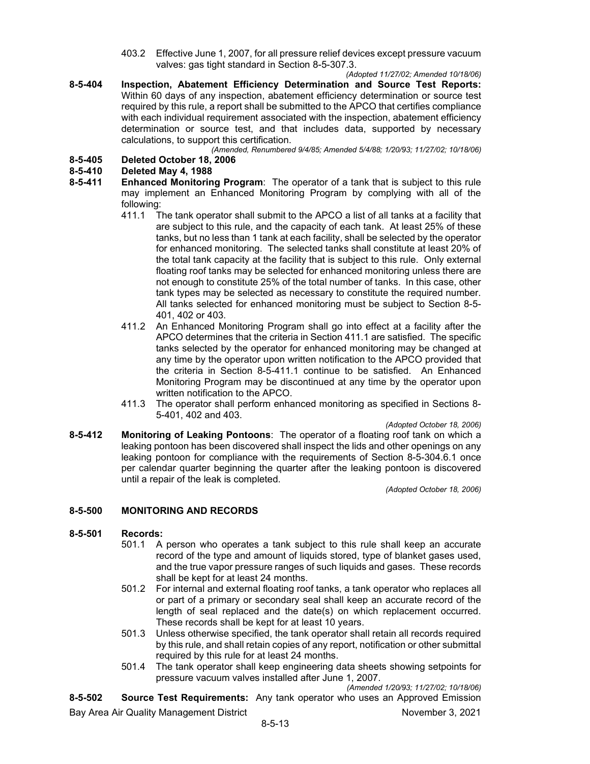403.2 Effective June 1, 2007, for all pressure relief devices except pressure vacuum valves: gas tight standard in Section 8-5-307.3.

*(Adopted 11/27/02; Amended 10/18/06)*

**8-5-404 Inspection, Abatement Efficiency Determination and Source Test Reports:** Within 60 days of any inspection, abatement efficiency determination or source test required by this rule, a report shall be submitted to the APCO that certifies compliance with each individual requirement associated with the inspection, abatement efficiency determination or source test, and that includes data, supported by necessary calculations, to support this certification.

*(Amended, Renumbered 9/4/85; Amended 5/4/88; 1/20/93; 11/27/02; 10/18/06)*

**8-5-405 Deleted October 18, 2006**

**8-5-410 Deleted May 4, 1988**

**8-5-411 Enhanced Monitoring Program**: The operator of a tank that is subject to this rule may implement an Enhanced Monitoring Program by complying with all of the following:

411.1 The tank operator shall submit to the APCO a list of all tanks at a facility that are subject to this rule, and the capacity of each tank. At least 25% of these tanks, but no less than 1 tank at each facility, shall be selected by the operator for enhanced monitoring. The selected tanks shall constitute at least 20% of the total tank capacity at the facility that is subject to this rule. Only external floating roof tanks may be selected for enhanced monitoring unless there are not enough to constitute 25% of the total number of tanks. In this case, other tank types may be selected as necessary to constitute the required number. All tanks selected for enhanced monitoring must be subject to Section 8-5-401, 402 or 403.

411.2 An Enhanced Monitoring Program shall go into effect at a facility after the APCO determines that the criteria in Section 411.1 are satisfied. The specific tanks selected by the operator for enhanced monitoring may be changed at any time by the operator upon written notification to the APCO provided that the criteria in Section 8-5-411.1 continue to be satisfied. An Enhanced Monitoring Program may be discontinued at any time by the operator upon written notification to the APCO.

411.3 The operator shall perform enhanced monitoring as specified in Sections 8-5-401, 402 and 403.

*(Adopted October 18, 2006)*

**8-5-412 Monitoring of Leaking Pontoons**: The operator of a floating roof tank on which a leaking pontoon has been discovered shall inspect the lids and other openings on any leaking pontoon for compliance with the requirements of Section 8-5-304.6.1 once per calendar quarter beginning the quarter after the leaking pontoon is discovered until a repair of the leak is completed.

*(Adopted October 18, 2006)*

## 8-5-500 MONITORING AND RECORDS

**8-5-501 Records:**

501.1 A person who operates a tank subject to this rule shall keep an accurate record of the type and amount of liquids stored, type of blanket gases used, and the true vapor pressure ranges of such liquids and gases. These records shall be kept for at least 24 months.

501.2 For internal and external floating roof tanks, a tank operator who replaces all or part of a primary or secondary seal shall keep an accurate record of the length of seal replaced and the date(s) on which replacement occurred. These records shall be kept for at least 10 years.

501.3 Unless otherwise specified, the tank operator shall retain all records required by this rule, and shall retain copies of any report, notification or other submittal required by this rule for at least 24 months.

501.4 The tank operator shall keep engineering data sheets showing setpoints for pressure vacuum valves installed after June 1, 2007.

*(Amended 1/20/93; 11/27/02; 10/18/06)*

**8-5-502 Source Test Requirements:** Any tank operator who uses an Approved Emission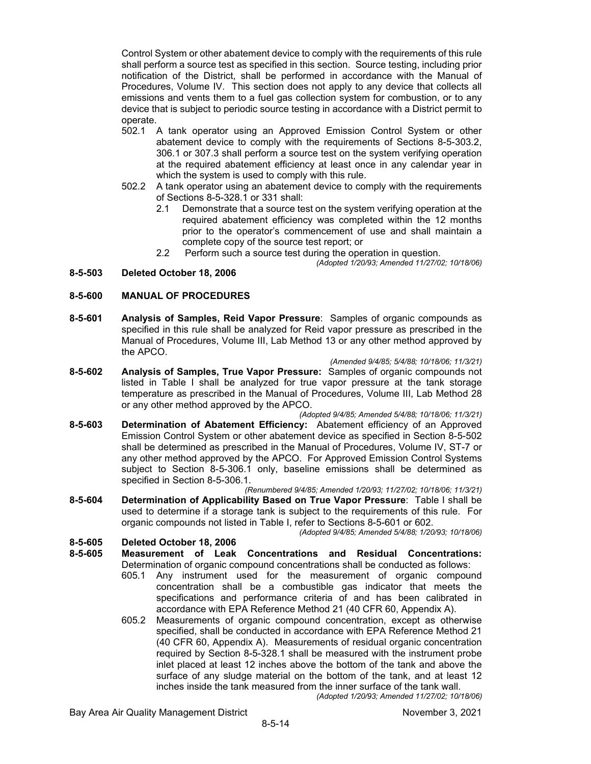Control System or other abatement device to comply with the requirements of this rule shall perform a source test as specified in this section. Source testing, including prior notification of the District, shall be performed in accordance with the Manual of Procedures, Volume IV. This section does not apply to any device that collects all emissions and vents them to a fuel gas collection system for combustion, or to any device that is subject to periodic source testing in accordance with a District permit to operate.

502.1 A tank operator using an Approved Emission Control System or other abatement device to comply with the requirements of Sections 8-5-303.2, 306.1 or 307.3 shall perform a source test on the system verifying operation at the required abatement efficiency at least once in any calendar year in which the system is used to comply with this rule.

502.2 A tank operator using an abatement device to comply with the requirements of Sections 8-5-328.1 or 331 shall:

2.1 Demonstrate that a source test on the system verifying operation at the required abatement efficiency was completed within the 12 months prior to the operator's commencement of use and shall maintain a complete copy of the source test report; or

2.2 Perform such a source test during the operation in question.

*(Adopted 1/20/93; Amended 11/27/02; 10/18/06)*

**8-5-503 Deleted October 18, 2006**

**8-5-600 MANUAL OF PROCEDURES**

**8-5-601 Analysis of Samples, Reid Vapor Pressure**: Samples of organic compounds as specified in this rule shall be analyzed for Reid vapor pressure as prescribed in the Manual of Procedures, Volume III, Lab Method 13 or any other method approved by the APCO.

*(Amended 9/4/85; 5/4/88; 10/18/06; 11/3/21)*

**8-5-602 Analysis of Samples, True Vapor Pressure:** Samples of organic compounds not listed in Table I shall be analyzed for true vapor pressure at the tank storage temperature as prescribed in the Manual of Procedures, Volume III, Lab Method 28 or any other method approved by the APCO.

*(Adopted 9/4/85; Amended 5/4/88; 10/18/06; 11/3/21)*

**8-5-603 Determination of Abatement Efficiency:** Abatement efficiency of an Approved Emission Control System or other abatement device as specified in Section 8-5-502 shall be determined as prescribed in the Manual of Procedures, Volume IV, ST-7 or any other method approved by the APCO. For Approved Emission Control Systems subject to Section 8-5-306.1 only, baseline emissions shall be determined as specified in Section 8-5-306.1.

*(Renumbered 9/4/85; Amended 1/20/93; 11/27/02; 10/18/06; 11/3/21)*

**8-5-604 Determination of Applicability Based on True Vapor Pressure**: Table I shall be used to determine if a storage tank is subject to the requirements of this rule. For organic compounds not listed in Table I, refer to Sections 8-5-601 or 602.

*(Adopted 9/4/85; Amended 5/4/88; 1/20/93; 10/18/06)*

**8-5-605 Deleted October 18, 2006**

**8-5-605 Measurement of Leak Concentrations and Residual Concentrations:** Determination of organic compound concentrations shall be conducted as follows:

605.1 Any instrument used for the measurement of organic compound concentration shall be a combustible gas indicator that meets the specifications and performance criteria of and has been calibrated in accordance with EPA Reference Method 21 (40 CFR 60, Appendix A).

605.2 Measurements of organic compound concentration, except as otherwise specified, shall be conducted in accordance with EPA Reference Method 21 (40 CFR 60, Appendix A). Measurements of residual organic concentration required by Section 8-5-328.1 shall be measured with the instrument probe inlet placed at least 12 inches above the bottom of the tank and above the surface of any sludge material on the bottom of the tank, and at least 12 inches inside the tank measured from the inner surface of the tank wall.

*(Adopted 1/20/93; Amended 11/27/02; 10/18/06)*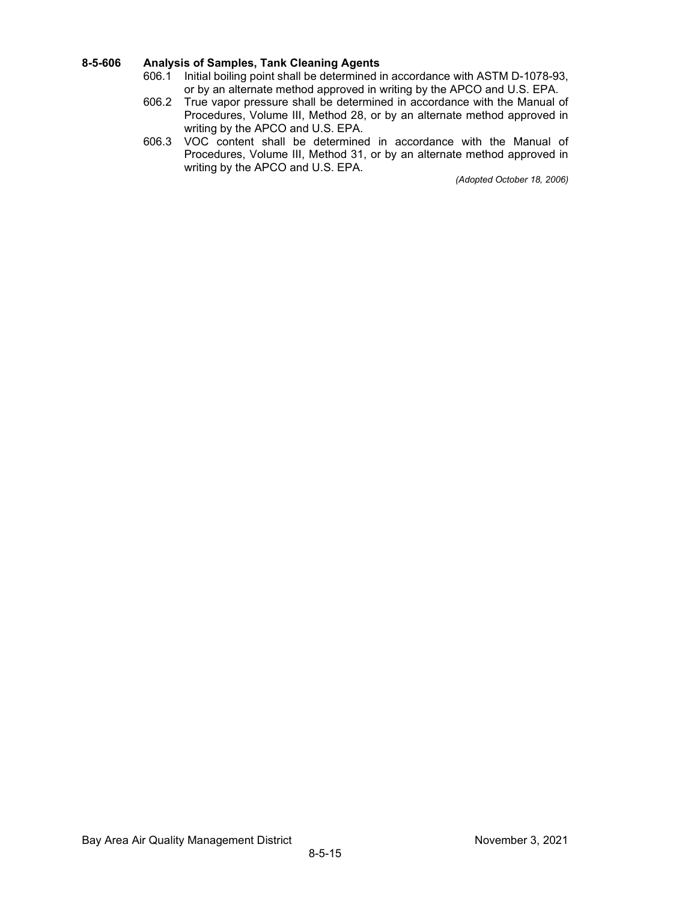### 8-5-606 Analysis of Samples, Tank Cleaning Agents

606.1 Initial boiling point shall be determined in accordance with ASTM D-1078-93, or by an alternate method approved in writing by the APCO and U.S. EPA.

606.2 True vapor pressure shall be determined in accordance with the Manual of Procedures, Volume III, Method 28, or by an alternate method approved in writing by the APCO and U.S. EPA.

606.3 VOC content shall be determined in accordance with the Manual of Procedures, Volume III, Method 31, or by an alternate method approved in writing by the APCO and U.S. EPA.

*(Adopted October 18, 2006)*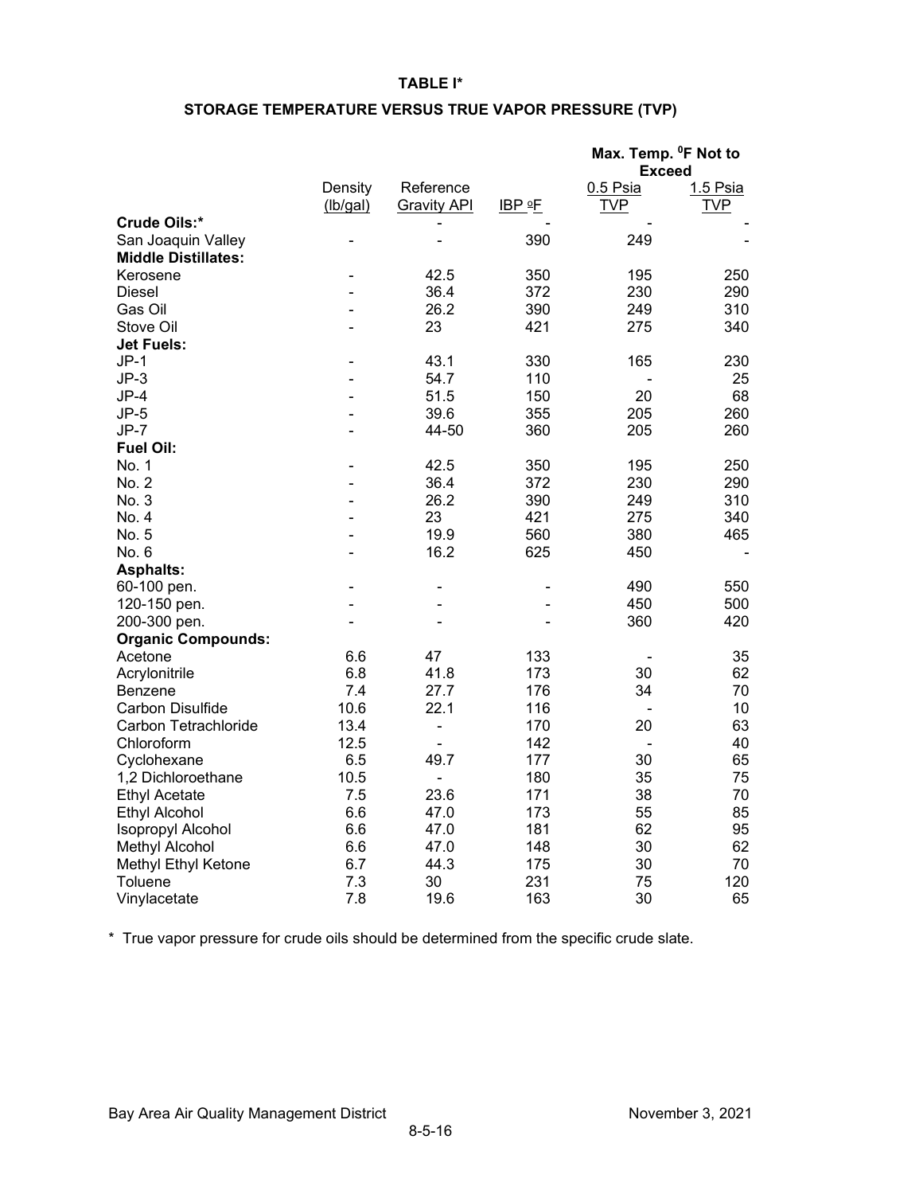**TABLE I***

**STORAGE TEMPERATURE VERSUS TRUE VAPOR PRESSURE (TVP)**

| | | | | Max. Temp. $^0$F Not to Exceed | |
|---|---|---|---|---|---|
| | Density (lb/gal) | Reference Gravity API | IBP ºF | 0.5 Psia TVP | 1.5 Psia TVP |
| **Crude Oils:*** | - | - | - | - | - |
| San Joaquin Valley | - | - | 390 | 249 | - |
| **Middle Distillates:** | | | | | |
| Kerosene | - | 42.5 | 350 | 195 | 250 |
| Diesel | - | 36.4 | 372 | 230 | 290 |
| Gas Oil | - | 26.2 | 390 | 249 | 310 |
| Stove Oil | - | 23 | 421 | 275 | 340 |
| **Jet Fuels:** | | | | | |
| JP-1 | - | 43.1 | 330 | 165 | 230 |
| JP-3 | - | 54.7 | 110 | - | 25 |
| JP-4 | - | 51.5 | 150 | 20 | 68 |
| JP-5 | - | 39.6 | 355 | 205 | 260 |
| JP-7 | - | 44-50 | 360 | 205 | 260 |
| **Fuel Oil:** | | | | | |
| No. 1 | - | 42.5 | 350 | 195 | 250 |
| No. 2 | - | 36.4 | 372 | 230 | 290 |
| No. 3 | - | 26.2 | 390 | 249 | 310 |
| No. 4 | - | 23 | 421 | 275 | 340 |
| No. 5 | - | 19.9 | 560 | 380 | 465 |
| No. 6 | - | 16.2 | 625 | 450 | - |
| **Asphalts:** | | | | | |
| 60-100 pen. | - | - | - | 490 | 550 |
| 120-150 pen. | - | - | - | 450 | 500 |
| 200-300 pen. | - | - | - | 360 | 420 |
| **Organic Compounds:** | | | | | |
| Acetone | 6.6 | 47 | 133 | - | 35 |
| Acrylonitrile | 6.8 | 41.8 | 173 | 30 | 62 |
| Benzene | 7.4 | 27.7 | 176 | 34 | 70 |
| Carbon Disulfide | 10.6 | 22.1 | 116 | - | 10 |
| Carbon Tetrachloride | 13.4 | - | 170 | 20 | 63 |
| Chloroform | 12.5 | - | 142 | - | 40 |
| Cyclohexane | 6.5 | 49.7 | 177 | 30 | 65 |
| 1,2 Dichloroethane | 10.5 | - | 180 | 35 | 75 |
| Ethyl Acetate | 7.5 | 23.6 | 171 | 38 | 70 |
| Ethyl Alcohol | 6.6 | 47.0 | 173 | 55 | 85 |
| Isopropyl Alcohol | 6.6 | 47.0 | 181 | 62 | 95 |
| Methyl Alcohol | 6.6 | 47.0 | 148 | 30 | 62 |
| Methyl Ethyl Ketone | 6.7 | 44.3 | 175 | 30 | 70 |
| Toluene | 7.3 | 30 | 231 | 75 | 120 |
| Vinylacetate | 7.8 | 19.6 | 163 | 30 | 65 |

\* True vapor pressure for crude oils should be determined from the specific crude slate.